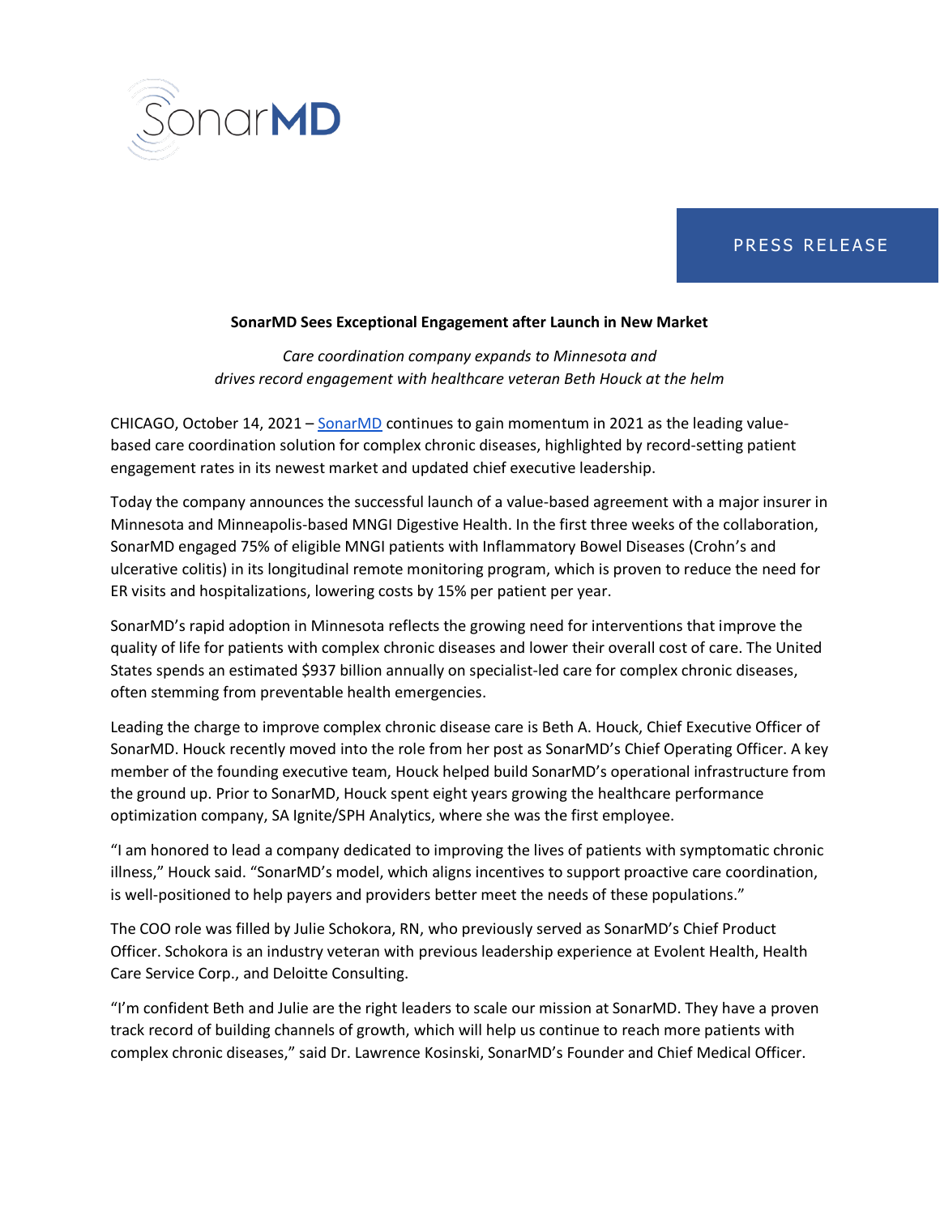SonarMD

PRESS RELEASE

# SonarMD Sees Exceptional Engagement after Launch in New Market

*Care coordination company expands to Minnesota and drives record engagement with healthcare veteran Beth Houck at the helm*

CHICAGO, October 14, 2021 – [SonarMD](SonarMD) continues to gain momentum in 2021 as the leading value-based care coordination solution for complex chronic diseases, highlighted by record-setting patient engagement rates in its newest market and updated chief executive leadership.

Today the company announces the successful launch of a value-based agreement with a major insurer in Minnesota and Minneapolis-based MNGI Digestive Health. In the first three weeks of the collaboration, SonarMD engaged 75% of eligible MNGI patients with Inflammatory Bowel Diseases (Crohn's and ulcerative colitis) in its longitudinal remote monitoring program, which is proven to reduce the need for ER visits and hospitalizations, lowering costs by 15% per patient per year.

SonarMD's rapid adoption in Minnesota reflects the growing need for interventions that improve the quality of life for patients with complex chronic diseases and lower their overall cost of care. The United States spends an estimated $937 billion annually on specialist-led care for complex chronic diseases, often stemming from preventable health emergencies.

Leading the charge to improve complex chronic disease care is Beth A. Houck, Chief Executive Officer of SonarMD. Houck recently moved into the role from her post as SonarMD's Chief Operating Officer. A key member of the founding executive team, Houck helped build SonarMD's operational infrastructure from the ground up. Prior to SonarMD, Houck spent eight years growing the healthcare performance optimization company, SA Ignite/SPH Analytics, where she was the first employee.

"I am honored to lead a company dedicated to improving the lives of patients with symptomatic chronic illness," Houck said. "SonarMD's model, which aligns incentives to support proactive care coordination, is well-positioned to help payers and providers better meet the needs of these populations."

The COO role was filled by Julie Schokora, RN, who previously served as SonarMD's Chief Product Officer. Schokora is an industry veteran with previous leadership experience at Evolent Health, Health Care Service Corp., and Deloitte Consulting.

"I'm confident Beth and Julie are the right leaders to scale our mission at SonarMD. They have a proven track record of building channels of growth, which will help us continue to reach more patients with complex chronic diseases," said Dr. Lawrence Kosinski, SonarMD's Founder and Chief Medical Officer.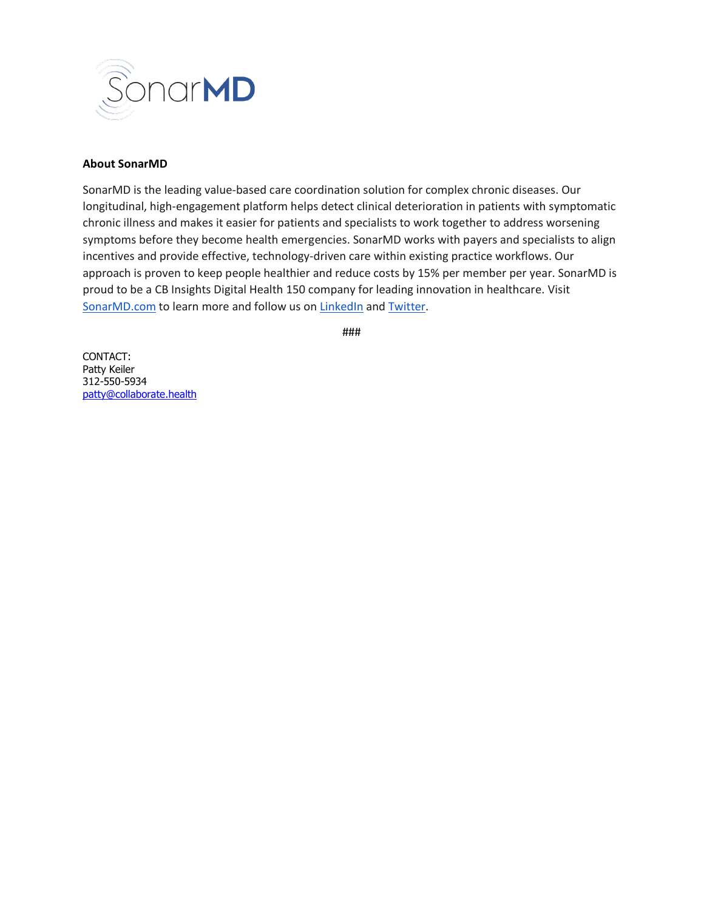**About SonarMD**

SonarMD is the leading value-based care coordination solution for complex chronic diseases. Our longitudinal, high-engagement platform helps detect clinical deterioration in patients with symptomatic chronic illness and makes it easier for patients and specialists to work together to address worsening symptoms before they become health emergencies. SonarMD works with payers and specialists to align incentives and provide effective, technology-driven care within existing practice workflows. Our approach is proven to keep people healthier and reduce costs by 15% per member per year. SonarMD is proud to be a CB Insights Digital Health 150 company for leading innovation in healthcare. Visit SonarMD.com to learn more and follow us on LinkedIn and Twitter.

###

CONTACT:
Patty Keiler
312-550-5934
patty@collaborate.health